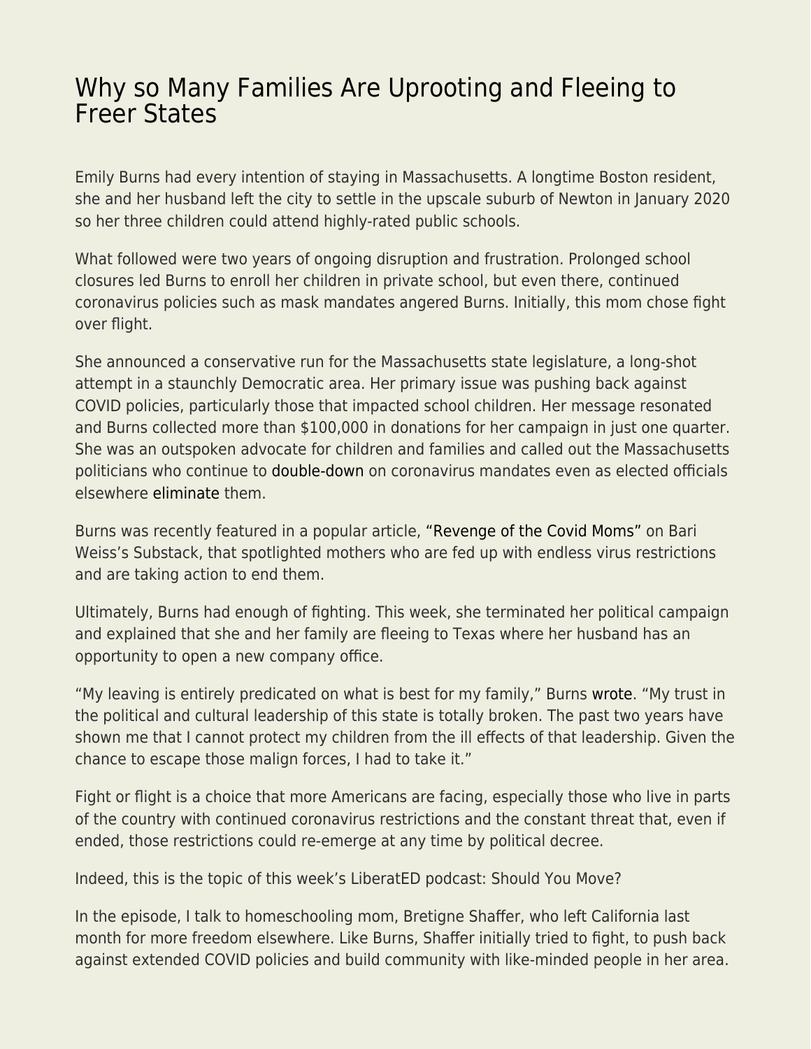# Why so Many Families Are Uprooting and Fleeing to Freer States

Emily Burns had every intention of staying in Massachusetts. A longtime Boston resident, she and her husband left the city to settle in the upscale suburb of Newton in January 2020 so her three children could attend highly-rated public schools.

What followed were two years of ongoing disruption and frustration. Prolonged school closures led Burns to enroll her children in private school, but even there, continued coronavirus policies such as mask mandates angered Burns. Initially, this mom chose fight over flight.

She announced a conservative run for the Massachusetts state legislature, a long-shot attempt in a staunchly Democratic area. Her primary issue was pushing back against COVID policies, particularly those that impacted school children. Her message resonated and Burns collected more than $100,000 in donations for her campaign in just one quarter. She was an outspoken advocate for children and families and called out the Massachusetts politicians who continue to double-down on coronavirus mandates even as elected officials elsewhere eliminate them.

Burns was recently featured in a popular article, "Revenge of the Covid Moms" on Bari Weiss's Substack, that spotlighted mothers who are fed up with endless virus restrictions and are taking action to end them.

Ultimately, Burns had enough of fighting. This week, she terminated her political campaign and explained that she and her family are fleeing to Texas where her husband has an opportunity to open a new company office.

"My leaving is entirely predicated on what is best for my family," Burns wrote. "My trust in the political and cultural leadership of this state is totally broken. The past two years have shown me that I cannot protect my children from the ill effects of that leadership. Given the chance to escape those malign forces, I had to take it."

Fight or flight is a choice that more Americans are facing, especially those who live in parts of the country with continued coronavirus restrictions and the constant threat that, even if ended, those restrictions could re-emerge at any time by political decree.

Indeed, this is the topic of this week's LiberatED podcast: Should You Move?

In the episode, I talk to homeschooling mom, Bretigne Shaffer, who left California last month for more freedom elsewhere. Like Burns, Shaffer initially tried to fight, to push back against extended COVID policies and build community with like-minded people in her area.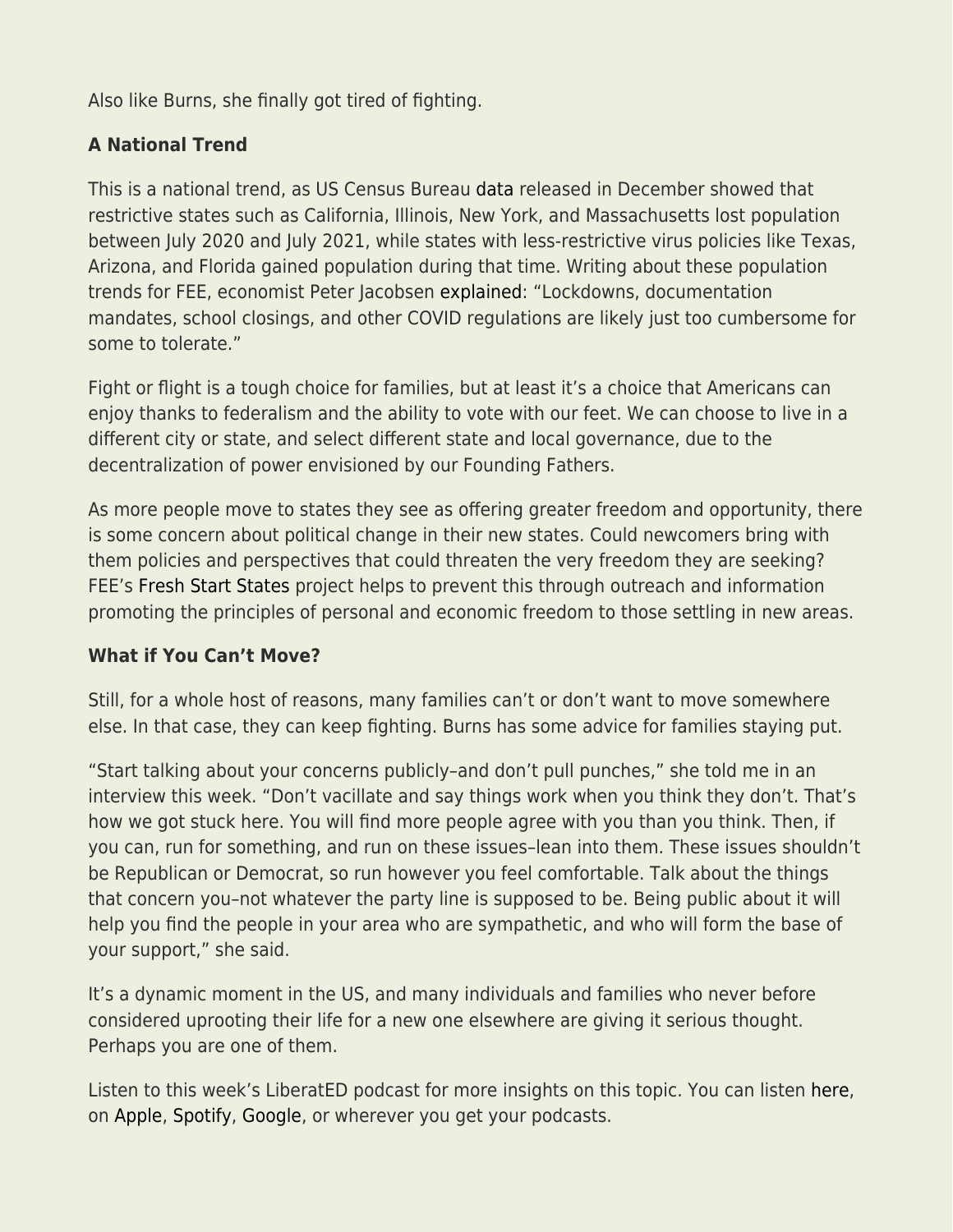Also like Burns, she finally got tired of fighting.

**A National Trend**

This is a national trend, as US Census Bureau data released in December showed that restrictive states such as California, Illinois, New York, and Massachusetts lost population between July 2020 and July 2021, while states with less-restrictive virus policies like Texas, Arizona, and Florida gained population during that time. Writing about these population trends for FEE, economist Peter Jacobsen explained: “Lockdowns, documentation mandates, school closings, and other COVID regulations are likely just too cumbersome for some to tolerate.”

Fight or flight is a tough choice for families, but at least it’s a choice that Americans can enjoy thanks to federalism and the ability to vote with our feet. We can choose to live in a different city or state, and select different state and local governance, due to the decentralization of power envisioned by our Founding Fathers.

As more people move to states they see as offering greater freedom and opportunity, there is some concern about political change in their new states. Could newcomers bring with them policies and perspectives that could threaten the very freedom they are seeking? FEE’s Fresh Start States project helps to prevent this through outreach and information promoting the principles of personal and economic freedom to those settling in new areas.

**What if You Can’t Move?**

Still, for a whole host of reasons, many families can’t or don’t want to move somewhere else. In that case, they can keep fighting. Burns has some advice for families staying put.

“Start talking about your concerns publicly–and don’t pull punches,” she told me in an interview this week. “Don’t vacillate and say things work when you think they don’t. That’s how we got stuck here. You will find more people agree with you than you think. Then, if you can, run for something, and run on these issues–lean into them. These issues shouldn’t be Republican or Democrat, so run however you feel comfortable. Talk about the things that concern you–not whatever the party line is supposed to be. Being public about it will help you find the people in your area who are sympathetic, and who will form the base of your support,” she said.

It’s a dynamic moment in the US, and many individuals and families who never before considered uprooting their life for a new one elsewhere are giving it serious thought. Perhaps you are one of them.

Listen to this week’s LiberatED podcast for more insights on this topic. You can listen here, on Apple, Spotify, Google, or wherever you get your podcasts.